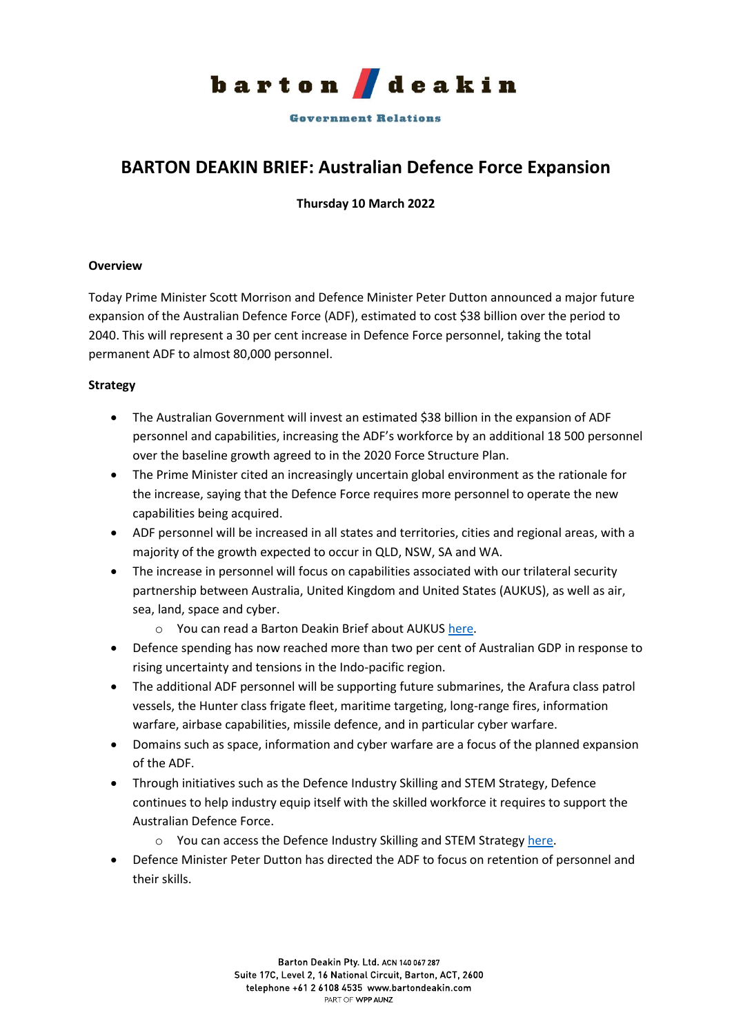# BARTON DEAKIN BRIEF: Australian Defence Force Expansion

**Thursday 10 March 2022**

**Overview**

Today Prime Minister Scott Morrison and Defence Minister Peter Dutton announced a major future expansion of the Australian Defence Force (ADF), estimated to cost $38 billion over the period to 2040. This will represent a 30 per cent increase in Defence Force personnel, taking the total permanent ADF to almost 80,000 personnel.

**Strategy**

- The Australian Government will invest an estimated $38 billion in the expansion of ADF personnel and capabilities, increasing the ADF's workforce by an additional 18 500 personnel over the baseline growth agreed to in the 2020 Force Structure Plan.
- The Prime Minister cited an increasingly uncertain global environment as the rationale for the increase, saying that the Defence Force requires more personnel to operate the new capabilities being acquired.
- ADF personnel will be increased in all states and territories, cities and regional areas, with a majority of the growth expected to occur in QLD, NSW, SA and WA.
- The increase in personnel will focus on capabilities associated with our trilateral security partnership between Australia, United Kingdom and United States (AUKUS), as well as air, sea, land, space and cyber.
  - You can read a Barton Deakin Brief about AUKUS here.
- Defence spending has now reached more than two per cent of Australian GDP in response to rising uncertainty and tensions in the Indo-pacific region.
- The additional ADF personnel will be supporting future submarines, the Arafura class patrol vessels, the Hunter class frigate fleet, maritime targeting, long-range fires, information warfare, airbase capabilities, missile defence, and in particular cyber warfare.
- Domains such as space, information and cyber warfare are a focus of the planned expansion of the ADF.
- Through initiatives such as the Defence Industry Skilling and STEM Strategy, Defence continues to help industry equip itself with the skilled workforce it requires to support the Australian Defence Force.
  - You can access the Defence Industry Skilling and STEM Strategy here.
- Defence Minister Peter Dutton has directed the ADF to focus on retention of personnel and their skills.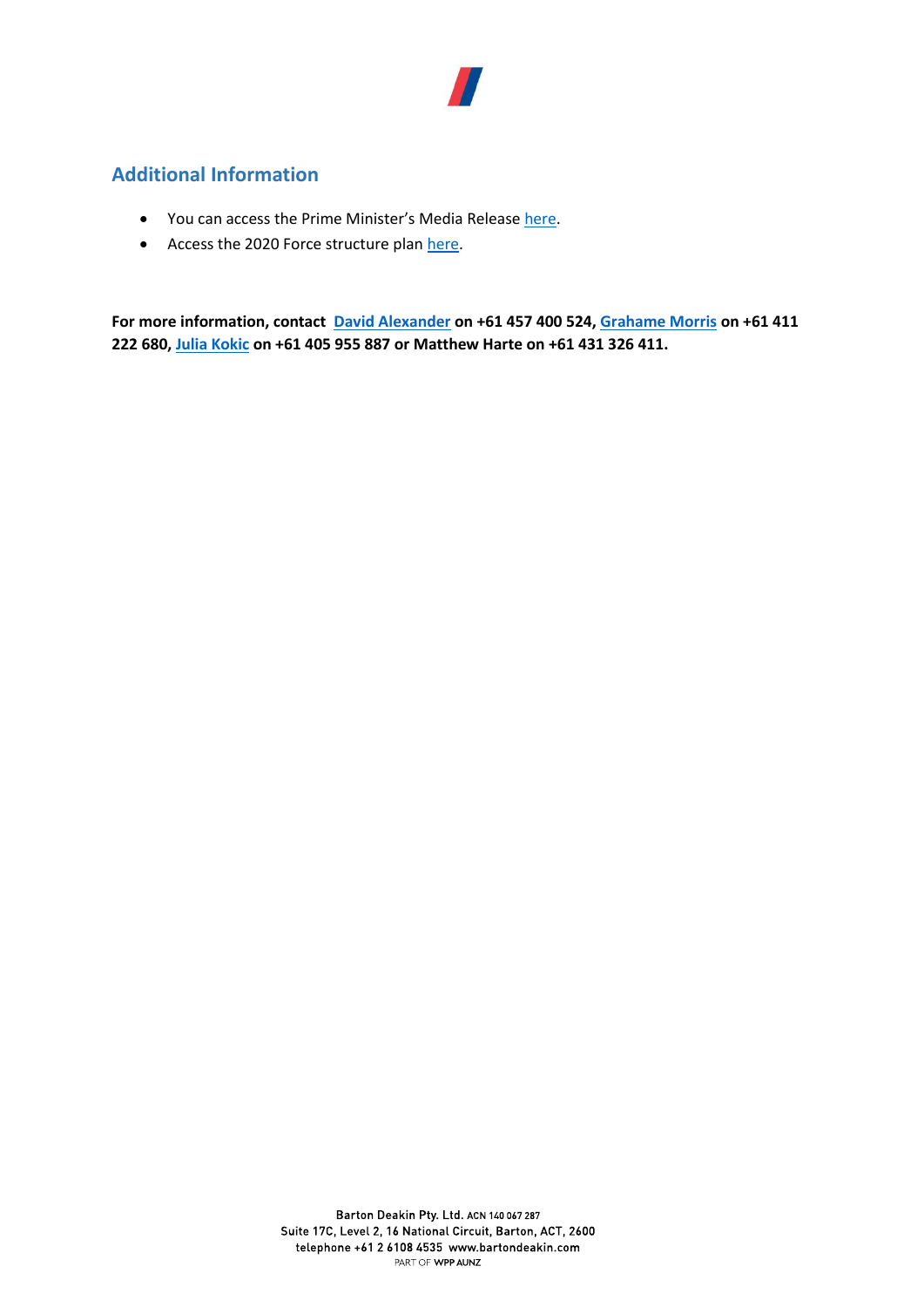## Additional Information

- You can access the Prime Minister's Media Release here.
- Access the 2020 Force structure plan here.

**For more information, contact David Alexander on +61 457 400 524, Grahame Morris on +61 411 222 680, Julia Kokic on +61 405 955 887 or Matthew Harte on +61 431 326 411.**

Barton Deakin Pty. Ltd. ACN 140 067 287
Suite 17C, Level 2, 16 National Circuit, Barton, ACT, 2600
telephone +61 2 6108 4535 www.bartondeakin.com
PART OF WPP AUNZ